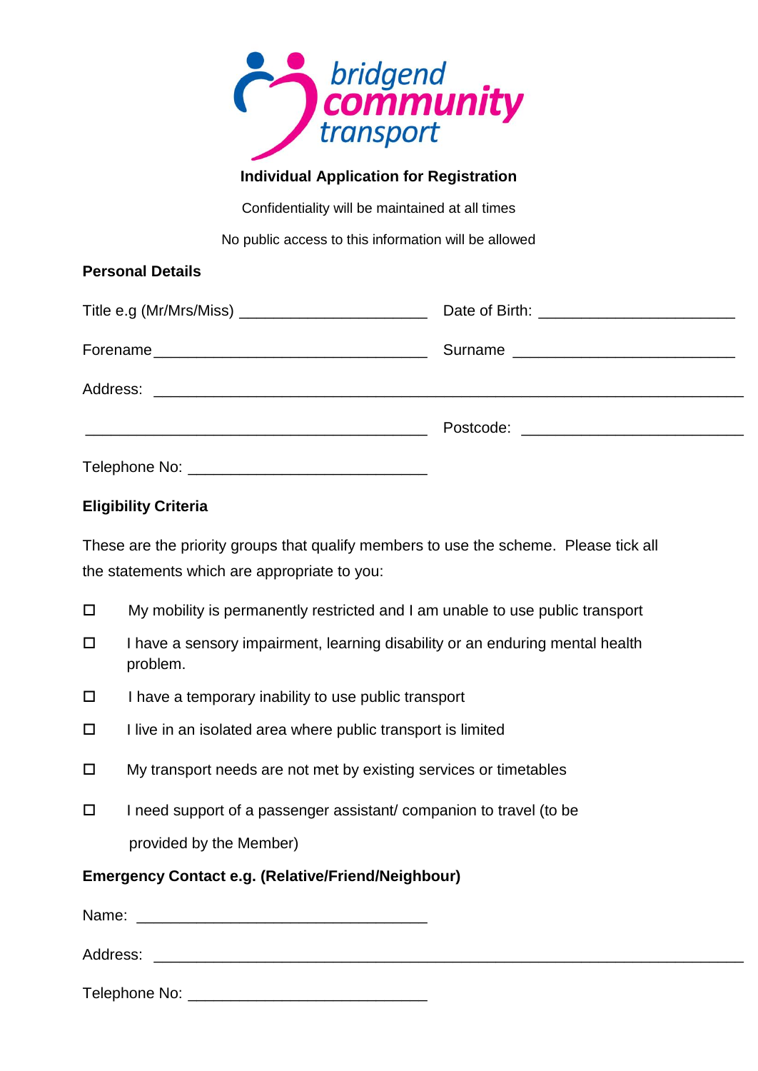bridgend community transport

# Individual Application for Registration

Confidentiality will be maintained at all times

No public access to this information will be allowed

## Personal Details

Title e.g (Mr/Mrs/Miss) ____________________ Date of Birth: ____________________

Forename ______________________________ Surname ______________________

Address: ______________________________________________________________

______________________________________ Postcode: ______________________

Telephone No: __________________________

## Eligibility Criteria

These are the priority groups that qualify members to use the scheme. Please tick all the statements which are appropriate to you:

- ☐ My mobility is permanently restricted and I am unable to use public transport
- ☐ I have a sensory impairment, learning disability or an enduring mental health problem.
- ☐ I have a temporary inability to use public transport
- ☐ I live in an isolated area where public transport is limited
- ☐ My transport needs are not met by existing services or timetables
- ☐ I need support of a passenger assistant/ companion to travel (to be provided by the Member)

## Emergency Contact e.g. (Relative/Friend/Neighbour)

Name: ______________________________

Address: ______________________________________________________________

Telephone No: __________________________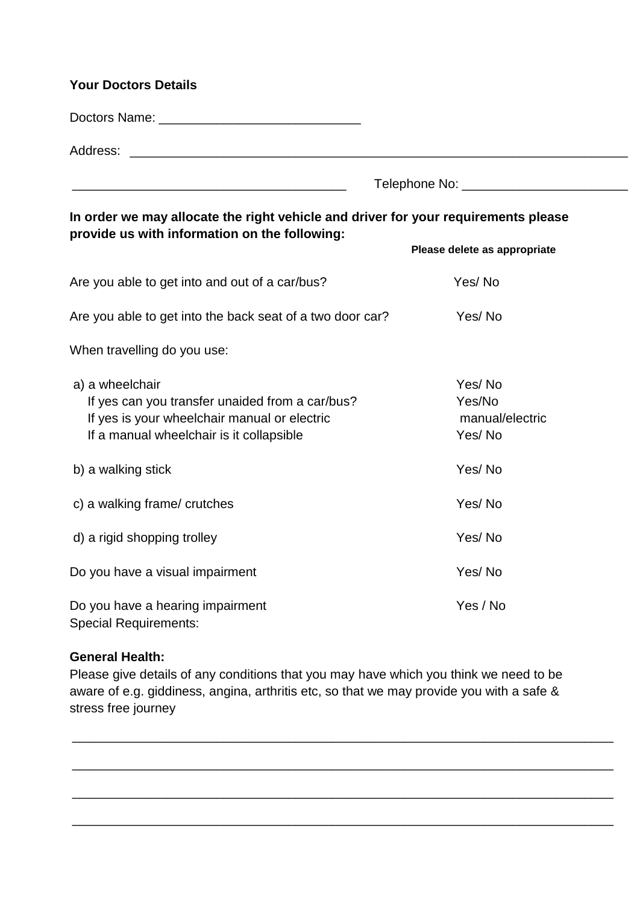**Your Doctors Details**

Doctors Name: ____________________________

Address: ________________________________________________________________________

_______________________________________ Telephone No: _______________________

**In order we may allocate the right vehicle and driver for your requirements please provide us with information on the following:**

| | **Please delete as appropriate** |
|---|---|
| Are you able to get into and out of a car/bus? | Yes/ No |
| Are you able to get into the back seat of a two door car? | Yes/ No |
| When travelling do you use: | |
| a) a wheelchair | Yes/ No |
| If yes can you transfer unaided from a car/bus? | Yes/No |
| If yes is your wheelchair manual or electric | manual/electric |
| If a manual wheelchair is it collapsible | Yes/ No |
| b) a walking stick | Yes/ No |
| c) a walking frame/ crutches | Yes/ No |
| d) a rigid shopping trolley | Yes/ No |
| Do you have a visual impairment | Yes/ No |
| Do you have a hearing impairment | Yes / No |

Special Requirements:

**General Health:**

Please give details of any conditions that you may have which you think we need to be aware of e.g. giddiness, angina, arthritis etc, so that we may provide you with a safe & stress free journey

_____________________________________________________________________________

_____________________________________________________________________________

_____________________________________________________________________________

_____________________________________________________________________________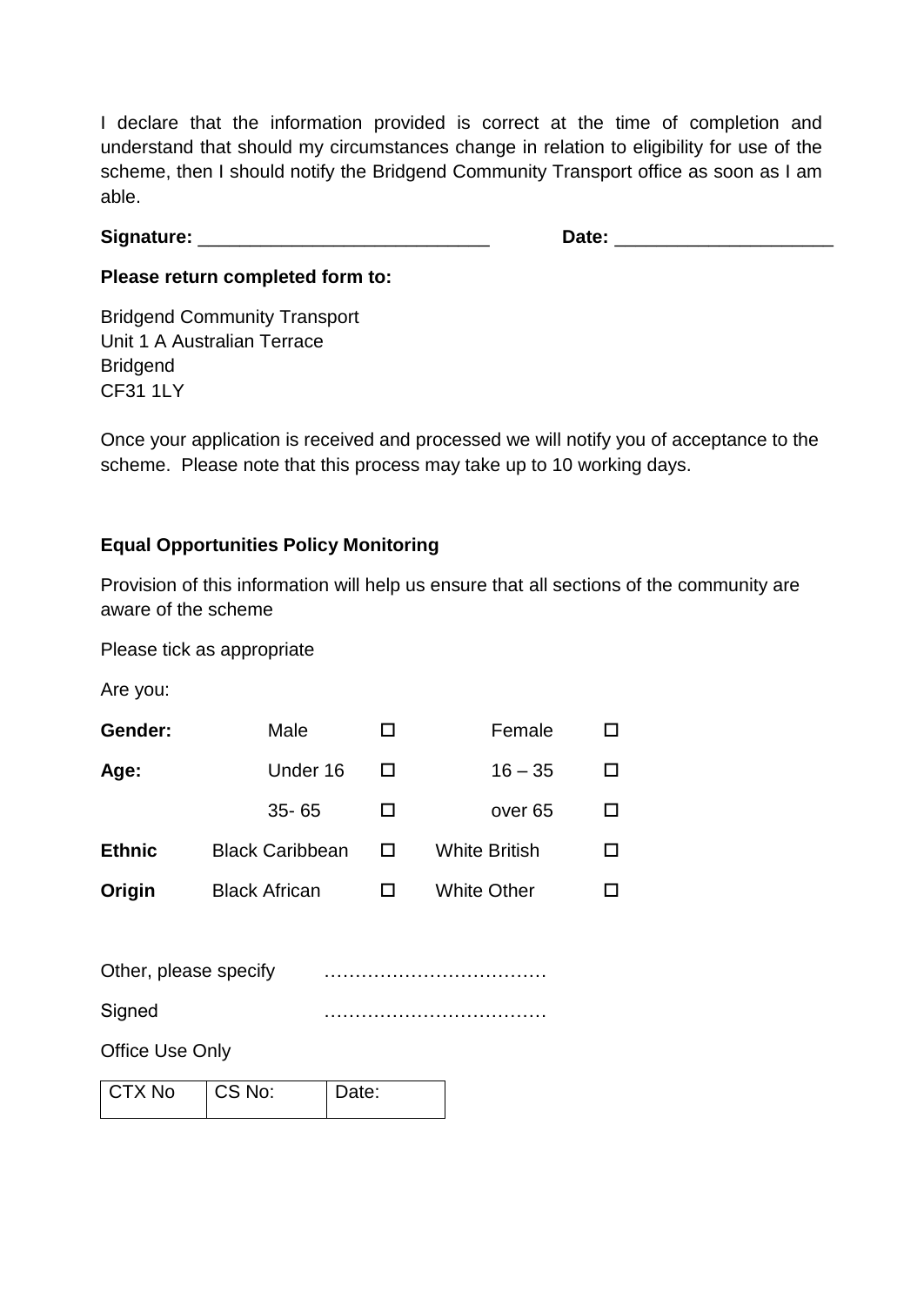I declare that the information provided is correct at the time of completion and understand that should my circumstances change in relation to eligibility for use of the scheme, then I should notify the Bridgend Community Transport office as soon as I am able.

**Signature:** ____________________________ **Date:** _____________________

**Please return completed form to:**

Bridgend Community Transport
Unit 1 A Australian Terrace
Bridgend
CF31 1LY

Once your application is received and processed we will notify you of acceptance to the scheme. Please note that this process may take up to 10 working days.

**Equal Opportunities Policy Monitoring**

Provision of this information will help us ensure that all sections of the community are aware of the scheme

Please tick as appropriate

Are you:

| | | | | |
|---|---|---|---|---|
| **Gender:** | Male | ☐ | Female | ☐ |
| **Age:** | Under 16 | ☐ | 16 – 35 | ☐ |
| | 35- 65 | ☐ | over 65 | ☐ |
| **Ethnic** | Black Caribbean | ☐ | White British | ☐ |
| **Origin** | Black African | ☐ | White Other | ☐ |

Other, please specify ………………………………

Signed ………………………………

Office Use Only

| CTX No | CS No: | Date: |
|---|---|---|
| | | |